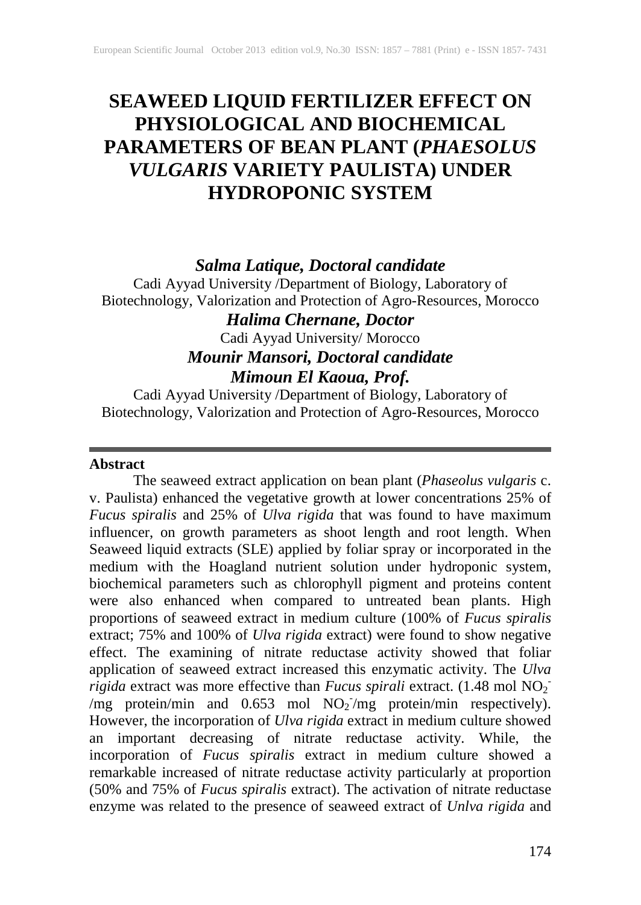# SEAWEED LIQUID FERTILIZER EFFECT ON PHYSIOLOGICAL AND BIOCHEMICAL PARAMETERS OF BEAN PLANT (*PHAESOLUS VULGARIS* VARIETY PAULISTA) UNDER HYDROPONIC SYSTEM

***Salma Latique, Doctoral candidate***
Cadi Ayyad University /Department of Biology, Laboratory of Biotechnology, Valorization and Protection of Agro-Resources, Morocco

***Halima Chernane, Doctor***
Cadi Ayyad University/ Morocco

***Mounir Mansori, Doctoral candidate***

***Mimoun El Kaoua, Prof.***
Cadi Ayyad University /Department of Biology, Laboratory of Biotechnology, Valorization and Protection of Agro-Resources, Morocco

---

**Abstract**

The seaweed extract application on bean plant (*Phaseolus vulgaris* c. v. Paulista) enhanced the vegetative growth at lower concentrations 25% of *Fucus spiralis* and 25% of *Ulva rigida* that was found to have maximum influencer, on growth parameters as shoot length and root length. When Seaweed liquid extracts (SLE) applied by foliar spray or incorporated in the medium with the Hoagland nutrient solution under hydroponic system, biochemical parameters such as chlorophyll pigment and proteins content were also enhanced when compared to untreated bean plants. High proportions of seaweed extract in medium culture (100% of *Fucus spiralis* extract; 75% and 100% of *Ulva rigida* extract) were found to show negative effect. The examining of nitrate reductase activity showed that foliar application of seaweed extract increased this enzymatic activity. The *Ulva rigida* extract was more effective than *Fucus spirali* extract. (1.48 mol $NO_2^-$ /mg protein/min and 0.653 mol $NO_2^-$/mg protein/min respectively). However, the incorporation of *Ulva rigida* extract in medium culture showed an important decreasing of nitrate reductase activity. While, the incorporation of *Fucus spiralis* extract in medium culture showed a remarkable increased of nitrate reductase activity particularly at proportion (50% and 75% of *Fucus spiralis* extract). The activation of nitrate reductase enzyme was related to the presence of seaweed extract of *Unlva rigida* and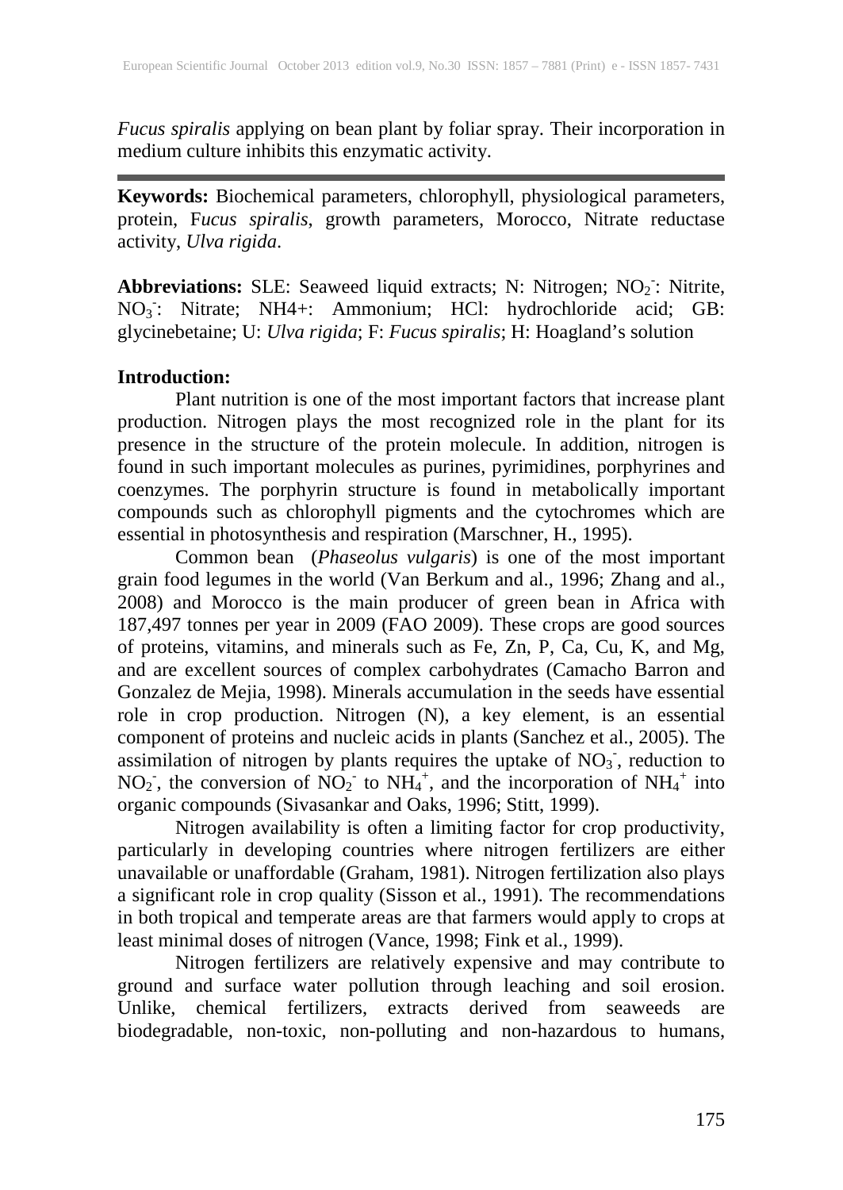*Fucus spiralis* applying on bean plant by foliar spray. Their incorporation in medium culture inhibits this enzymatic activity.

---

**Keywords:** Biochemical parameters, chlorophyll, physiological parameters, protein, F*ucus spiralis*, growth parameters, Morocco, Nitrate reductase activity, *Ulva rigida*.

**Abbreviations:** SLE: Seaweed liquid extracts; N: Nitrogen; $NO_2^-$: Nitrite, $NO_3^-$: Nitrate; NH4+: Ammonium; HCl: hydrochloride acid; GB: glycinebetaine; U: *Ulva rigida*; F: *Fucus spiralis*; H: Hoagland's solution

**Introduction:**

Plant nutrition is one of the most important factors that increase plant production. Nitrogen plays the most recognized role in the plant for its presence in the structure of the protein molecule. In addition, nitrogen is found in such important molecules as purines, pyrimidines, porphyrines and coenzymes. The porphyrin structure is found in metabolically important compounds such as chlorophyll pigments and the cytochromes which are essential in photosynthesis and respiration (Marschner, H., 1995).

Common bean (*Phaseolus vulgaris*) is one of the most important grain food legumes in the world (Van Berkum and al., 1996; Zhang and al., 2008) and Morocco is the main producer of green bean in Africa with 187,497 tonnes per year in 2009 (FAO 2009). These crops are good sources of proteins, vitamins, and minerals such as Fe, Zn, P, Ca, Cu, K, and Mg, and are excellent sources of complex carbohydrates (Camacho Barron and Gonzalez de Mejia, 1998). Minerals accumulation in the seeds have essential role in crop production. Nitrogen (N), a key element, is an essential component of proteins and nucleic acids in plants (Sanchez et al., 2005). The assimilation of nitrogen by plants requires the uptake of $NO_3^-$, reduction to $NO_2^-$, the conversion of $NO_2^-$ to $NH_4^+$, and the incorporation of $NH_4^+$ into organic compounds (Sivasankar and Oaks, 1996; Stitt, 1999).

Nitrogen availability is often a limiting factor for crop productivity, particularly in developing countries where nitrogen fertilizers are either unavailable or unaffordable (Graham, 1981). Nitrogen fertilization also plays a significant role in crop quality (Sisson et al., 1991). The recommendations in both tropical and temperate areas are that farmers would apply to crops at least minimal doses of nitrogen (Vance, 1998; Fink et al., 1999).

Nitrogen fertilizers are relatively expensive and may contribute to ground and surface water pollution through leaching and soil erosion. Unlike, chemical fertilizers, extracts derived from seaweeds are biodegradable, non-toxic, non-polluting and non-hazardous to humans,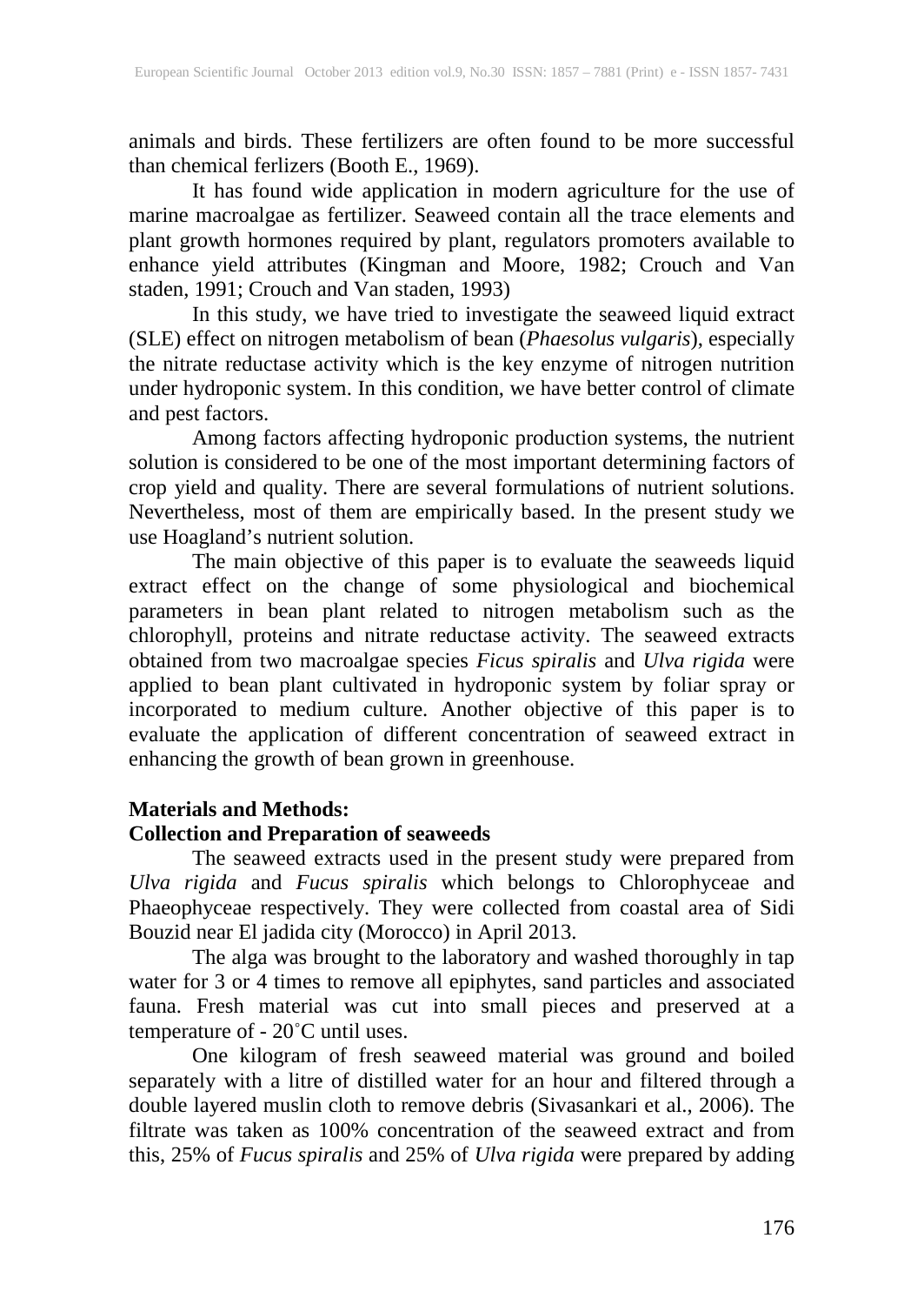animals and birds. These fertilizers are often found to be more successful than chemical ferlizers (Booth E., 1969).

It has found wide application in modern agriculture for the use of marine macroalgae as fertilizer. Seaweed contain all the trace elements and plant growth hormones required by plant, regulators promoters available to enhance yield attributes (Kingman and Moore, 1982; Crouch and Van staden, 1991; Crouch and Van staden, 1993)

In this study, we have tried to investigate the seaweed liquid extract (SLE) effect on nitrogen metabolism of bean (*Phaesolus vulgaris*), especially the nitrate reductase activity which is the key enzyme of nitrogen nutrition under hydroponic system. In this condition, we have better control of climate and pest factors.

Among factors affecting hydroponic production systems, the nutrient solution is considered to be one of the most important determining factors of crop yield and quality. There are several formulations of nutrient solutions. Nevertheless, most of them are empirically based. In the present study we use Hoagland's nutrient solution.

The main objective of this paper is to evaluate the seaweeds liquid extract effect on the change of some physiological and biochemical parameters in bean plant related to nitrogen metabolism such as the chlorophyll, proteins and nitrate reductase activity. The seaweed extracts obtained from two macroalgae species *Ficus spiralis* and *Ulva rigida* were applied to bean plant cultivated in hydroponic system by foliar spray or incorporated to medium culture. Another objective of this paper is to evaluate the application of different concentration of seaweed extract in enhancing the growth of bean grown in greenhouse.

**Materials and Methods:**

**Collection and Preparation of seaweeds**

The seaweed extracts used in the present study were prepared from *Ulva rigida* and *Fucus spiralis* which belongs to Chlorophyceae and Phaeophyceae respectively. They were collected from coastal area of Sidi Bouzid near El jadida city (Morocco) in April 2013.

The alga was brought to the laboratory and washed thoroughly in tap water for 3 or 4 times to remove all epiphytes, sand particles and associated fauna. Fresh material was cut into small pieces and preserved at a temperature of - 20˚C until uses.

One kilogram of fresh seaweed material was ground and boiled separately with a litre of distilled water for an hour and filtered through a double layered muslin cloth to remove debris (Sivasankari et al., 2006). The filtrate was taken as 100% concentration of the seaweed extract and from this, 25% of *Fucus spiralis* and 25% of *Ulva rigida* were prepared by adding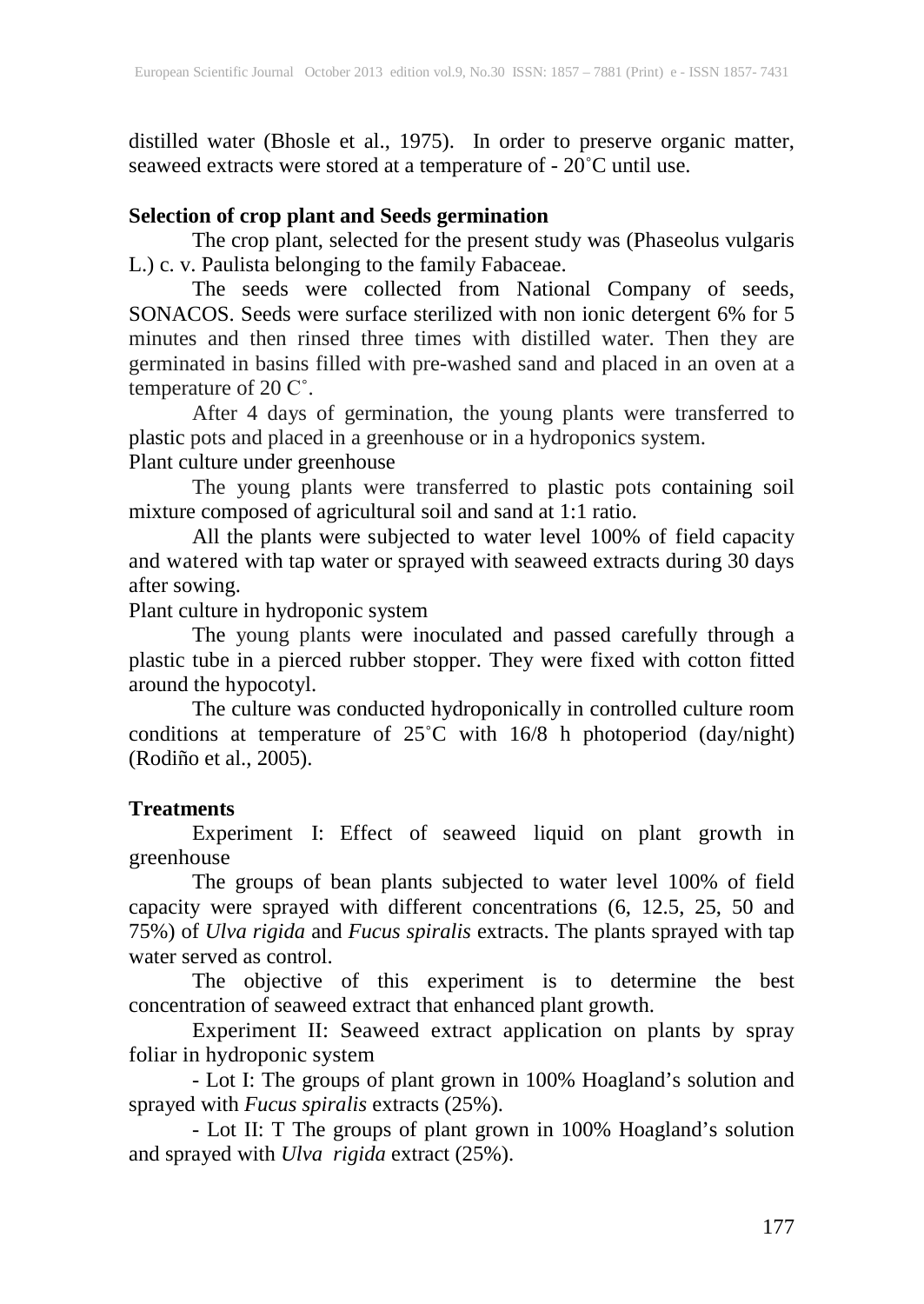distilled water (Bhosle et al., 1975). In order to preserve organic matter, seaweed extracts were stored at a temperature of - 20˚C until use.

**Selection of crop plant and Seeds germination**

The crop plant, selected for the present study was (Phaseolus vulgaris L.) c. v. Paulista belonging to the family Fabaceae.

The seeds were collected from National Company of seeds, SONACOS. Seeds were surface sterilized with non ionic detergent 6% for 5 minutes and then rinsed three times with distilled water. Then they are germinated in basins filled with pre-washed sand and placed in an oven at a temperature of 20 C˚.

After 4 days of germination, the young plants were transferred to plastic pots and placed in a greenhouse or in a hydroponics system.

Plant culture under greenhouse

The young plants were transferred to plastic pots containing soil mixture composed of agricultural soil and sand at 1:1 ratio.

All the plants were subjected to water level 100% of field capacity and watered with tap water or sprayed with seaweed extracts during 30 days after sowing.

Plant culture in hydroponic system

The young plants were inoculated and passed carefully through a plastic tube in a pierced rubber stopper. They were fixed with cotton fitted around the hypocotyl.

The culture was conducted hydroponically in controlled culture room conditions at temperature of 25˚C with 16/8 h photoperiod (day/night) (Rodiño et al., 2005).

**Treatments**

Experiment I: Effect of seaweed liquid on plant growth in greenhouse

The groups of bean plants subjected to water level 100% of field capacity were sprayed with different concentrations (6, 12.5, 25, 50 and 75%) of *Ulva rigida* and *Fucus spiralis* extracts. The plants sprayed with tap water served as control.

The objective of this experiment is to determine the best concentration of seaweed extract that enhanced plant growth.

Experiment II: Seaweed extract application on plants by spray foliar in hydroponic system

- Lot I: The groups of plant grown in 100% Hoagland's solution and sprayed with *Fucus spiralis* extracts (25%).

- Lot II: T The groups of plant grown in 100% Hoagland's solution and sprayed with *Ulva rigida* extract (25%).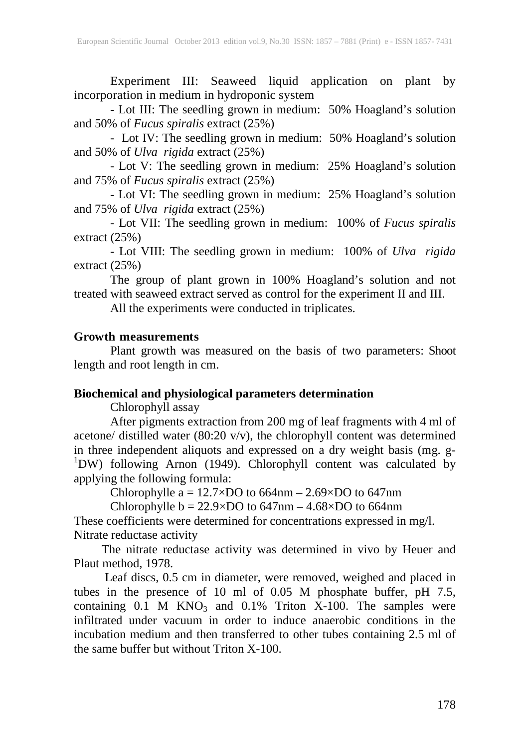Experiment III: Seaweed liquid application on plant by incorporation in medium in hydroponic system

- Lot III: The seedling grown in medium: 50% Hoagland's solution and 50% of *Fucus spiralis* extract (25%)
- Lot IV: The seedling grown in medium: 50% Hoagland's solution and 50% of *Ulva rigida* extract (25%)
- Lot V: The seedling grown in medium: 25% Hoagland's solution and 75% of *Fucus spiralis* extract (25%)
- Lot VI: The seedling grown in medium: 25% Hoagland's solution and 75% of *Ulva rigida* extract (25%)
- Lot VII: The seedling grown in medium: 100% of *Fucus spiralis* extract (25%)
- Lot VIII: The seedling grown in medium: 100% of *Ulva rigida* extract (25%)

The group of plant grown in 100% Hoagland's solution and not treated with seaweed extract served as control for the experiment II and III.

All the experiments were conducted in triplicates.

**Growth measurements**

Plant growth was measured on the basis of two parameters: Shoot length and root length in cm.

**Biochemical and physiological parameters determination**

Chlorophyll assay

After pigments extraction from 200 mg of leaf fragments with 4 ml of acetone/ distilled water (80:20 v/v), the chlorophyll content was determined in three independent aliquots and expressed on a dry weight basis (mg. $g^{-1}$DW) following Arnon (1949). Chlorophyll content was calculated by applying the following formula:

Chlorophylle a = 12.7×DO to 664nm – 2.69×DO to 647nm

Chlorophylle b = 22.9×DO to 647nm – 4.68×DO to 664nm

These coefficients were determined for concentrations expressed in mg/l.

Nitrate reductase activity

The nitrate reductase activity was determined in vivo by Heuer and Plaut method, 1978.

Leaf discs, 0.5 cm in diameter, were removed, weighed and placed in tubes in the presence of 10 ml of 0.05 M phosphate buffer, pH 7.5, containing 0.1 M $KNO_3$ and 0.1% Triton X-100. The samples were infiltrated under vacuum in order to induce anaerobic conditions in the incubation medium and then transferred to other tubes containing 2.5 ml of the same buffer but without Triton X-100.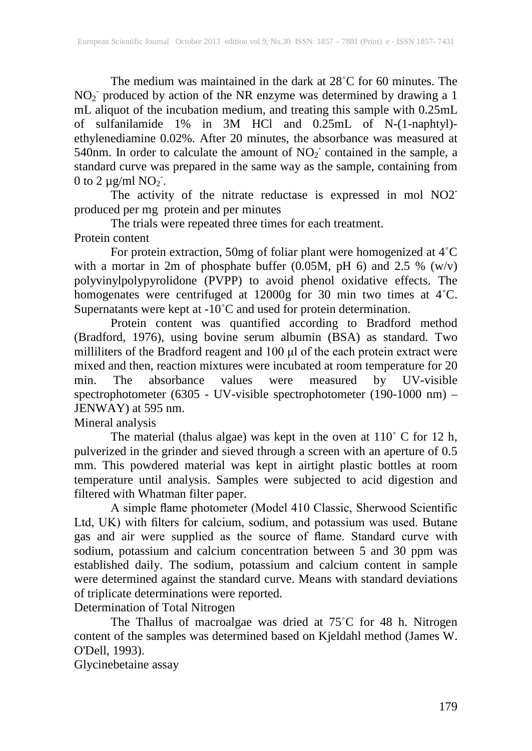The medium was maintained in the dark at 28˚C for 60 minutes. The $NO_2^-$ produced by action of the NR enzyme was determined by drawing a 1 mL aliquot of the incubation medium, and treating this sample with 0.25mL of sulfanilamide 1% in 3M HCl and 0.25mL of N-(1-naphtyl)-ethylenediamine 0.02%. After 20 minutes, the absorbance was measured at 540nm. In order to calculate the amount of $NO_2^-$ contained in the sample, a standard curve was prepared in the same way as the sample, containing from 0 to 2 µg/ml $NO_2^-$.

The activity of the nitrate reductase is expressed in mol $NO2^-$ produced per mg protein and per minutes

The trials were repeated three times for each treatment.

Protein content

For protein extraction, 50mg of foliar plant were homogenized at 4˚C with a mortar in 2m of phosphate buffer (0.05M, pH 6) and 2.5 % (w/v) polyvinylpolypyrolidone (PVPP) to avoid phenol oxidative effects. The homogenates were centrifuged at 12000g for 30 min two times at 4˚C. Supernatants were kept at -10˚C and used for protein determination.

Protein content was quantified according to Bradford method (Bradford, 1976), using bovine serum albumin (BSA) as standard. Two milliliters of the Bradford reagent and 100 µl of the each protein extract were mixed and then, reaction mixtures were incubated at room temperature for 20 min. The absorbance values were measured by UV-visible spectrophotometer (6305 - UV-visible spectrophotometer (190-1000 nm) – JENWAY) at 595 nm.

Mineral analysis

The material (thalus algae) was kept in the oven at 110˚ C for 12 h, pulverized in the grinder and sieved through a screen with an aperture of 0.5 mm. This powdered material was kept in airtight plastic bottles at room temperature until analysis. Samples were subjected to acid digestion and filtered with Whatman filter paper.

A simple flame photometer (Model 410 Classic, Sherwood Scientific Ltd, UK) with filters for calcium, sodium, and potassium was used. Butane gas and air were supplied as the source of flame. Standard curve with sodium, potassium and calcium concentration between 5 and 30 ppm was established daily. The sodium, potassium and calcium content in sample were determined against the standard curve. Means with standard deviations of triplicate determinations were reported.

Determination of Total Nitrogen

The Thallus of macroalgae was dried at 75˚C for 48 h. Nitrogen content of the samples was determined based on Kjeldahl method (James W. O'Dell, 1993).

Glycinebetaine assay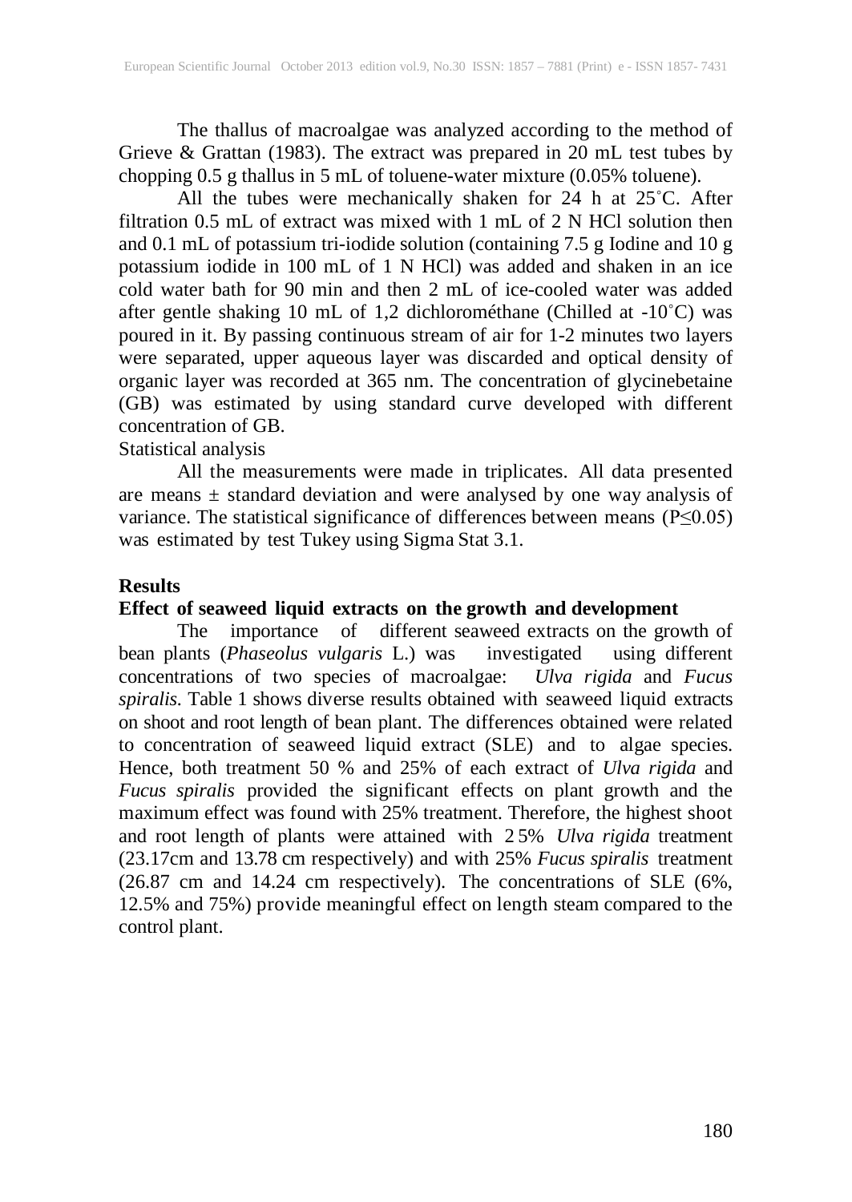The thallus of macroalgae was analyzed according to the method of Grieve & Grattan (1983). The extract was prepared in 20 mL test tubes by chopping 0.5 g thallus in 5 mL of toluene-water mixture (0.05% toluene).

All the tubes were mechanically shaken for 24 h at 25˚C. After filtration 0.5 mL of extract was mixed with 1 mL of 2 N HCl solution then and 0.1 mL of potassium tri-iodide solution (containing 7.5 g Iodine and 10 g potassium iodide in 100 mL of 1 N HCl) was added and shaken in an ice cold water bath for 90 min and then 2 mL of ice-cooled water was added after gentle shaking 10 mL of 1,2 dichlorométhane (Chilled at -10˚C) was poured in it. By passing continuous stream of air for 1-2 minutes two layers were separated, upper aqueous layer was discarded and optical density of organic layer was recorded at 365 nm. The concentration of glycinebetaine (GB) was estimated by using standard curve developed with different concentration of GB.

Statistical analysis

All the measurements were made in triplicates. All data presented are means ± standard deviation and were analysed by one way analysis of variance. The statistical significance of differences between means ($P \leq 0.05$) was estimated by test Tukey using Sigma Stat 3.1.

## Results

### Effect of seaweed liquid extracts on the growth and development

The importance of different seaweed extracts on the growth of bean plants (*Phaseolus vulgaris* L.) was investigated using different concentrations of two species of macroalgae: *Ulva rigida* and *Fucus spiralis*. Table 1 shows diverse results obtained with seaweed liquid extracts on shoot and root length of bean plant. The differences obtained were related to concentration of seaweed liquid extract (SLE) and to algae species. Hence, both treatment 50 % and 25% of each extract of *Ulva rigida* and *Fucus spiralis* provided the significant effects on plant growth and the maximum effect was found with 25% treatment. Therefore, the highest shoot and root length of plants were attained with 2 5% *Ulva rigida* treatment (23.17cm and 13.78 cm respectively) and with 25% *Fucus spiralis* treatment (26.87 cm and 14.24 cm respectively). The concentrations of SLE (6%, 12.5% and 75%) provide meaningful effect on length steam compared to the control plant.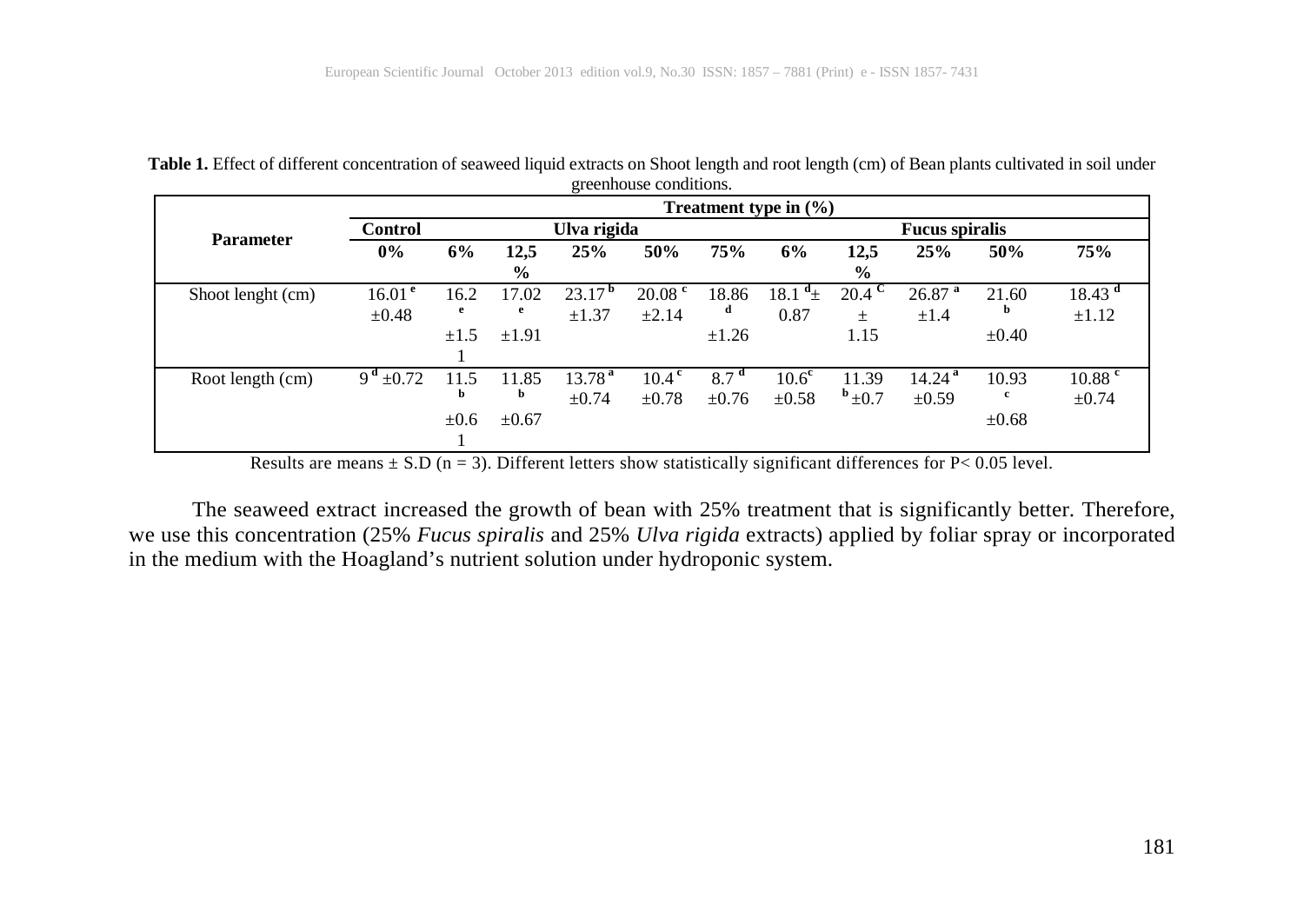**Table 1.** Effect of different concentration of seaweed liquid extracts on Shoot length and root length (cm) of Bean plants cultivated in soil under greenhouse conditions.

| Parameter | Treatment type in (%) | | | | | | | | | | |
|---|---|---|---|---|---|---|---|---|---|---|---|
| | Control | Ulva rigida | | | | | Fucus spiralis | | | | |
| | 0% | 6% | 12,5 % | 25% | 50% | 75% | 6% | 12,5 % | 25% | 50% | 75% |
| Shoot lenght (cm) | 16.01 [e] ±0.48 | 16.2 [e] ±1.51 | 17.02 [e] ±1.91 | 23.17 [b] ±1.37 | 20.08 [c] ±2.14 | 18.86 [d] ±1.26 | 18.1 [d] ± 0.87 | 20.4 [C] ± 1.15 | 26.87 [a] ±1.4 | 21.60 [b] ±0.40 | 18.43 [d] ±1.12 |
| Root length (cm) | 9 [d] ±0.72 | 11.5 [b] ±0.61 | 11.85 [b] ±0.67 | 13.78 [a] ±0.74 | 10.4 [c] ±0.78 | 8.7 [d] ±0.76 | 10.6[c] ±0.58 | 11.39 [b] ±0.7 | 14.24 [a] ±0.59 | 10.93 [c] ±0.68 | 10.88 [c] ±0.74 |

Results are means ± S.D (n = 3). Different letters show statistically significant differences for P< 0.05 level.

The seaweed extract increased the growth of bean with 25% treatment that is significantly better. Therefore, we use this concentration (25% *Fucus spiralis* and 25% *Ulva rigida* extracts) applied by foliar spray or incorporated in the medium with the Hoagland's nutrient solution under hydroponic system.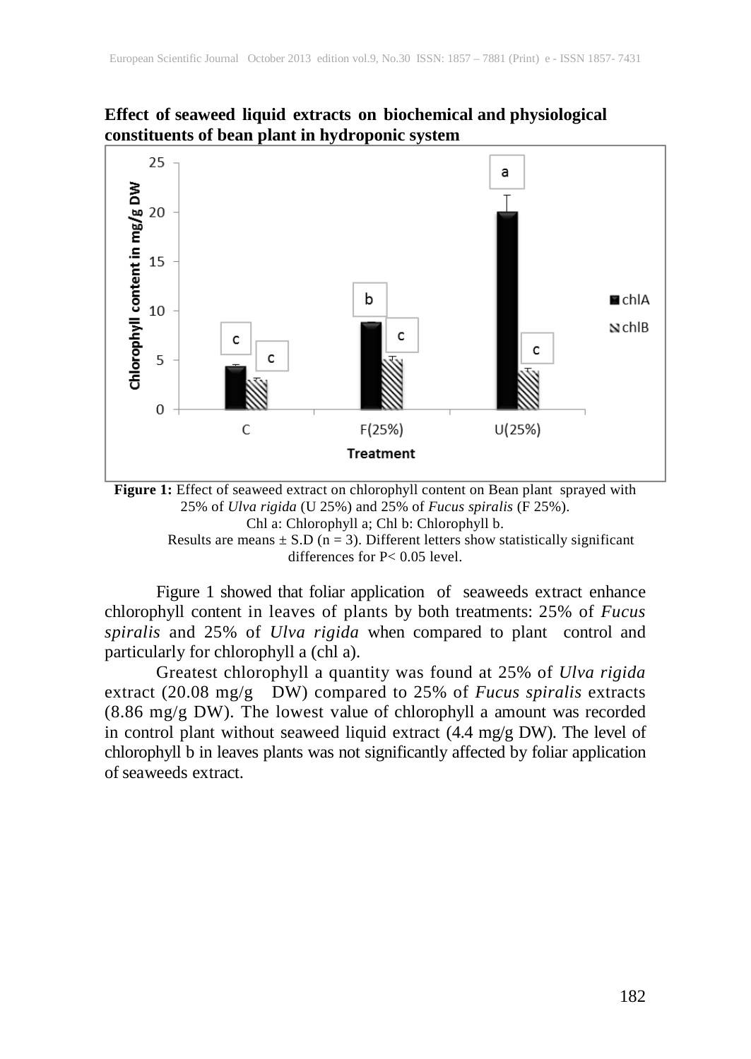**Effect of seaweed liquid extracts on biochemical and physiological constituents of bean plant in hydroponic system**

**Figure 1:** Effect of seaweed extract on chlorophyll content on Bean plant sprayed with 25% of *Ulva rigida* (U 25%) and 25% of *Fucus spiralis* (F 25%).
Chl a: Chlorophyll a; Chl b: Chlorophyll b.
Results are means ± S.D (n = 3). Different letters show statistically significant differences for P< 0.05 level.

Figure 1 showed that foliar application of seaweeds extract enhance chlorophyll content in leaves of plants by both treatments: 25% of *Fucus spiralis* and 25% of *Ulva rigida* when compared to plant control and particularly for chlorophyll a (chl a).

Greatest chlorophyll a quantity was found at 25% of *Ulva rigida* extract (20.08 mg/g DW) compared to 25% of *Fucus spiralis* extracts (8.86 mg/g DW). The lowest value of chlorophyll a amount was recorded in control plant without seaweed liquid extract (4.4 mg/g DW). The level of chlorophyll b in leaves plants was not significantly affected by foliar application of seaweeds extract.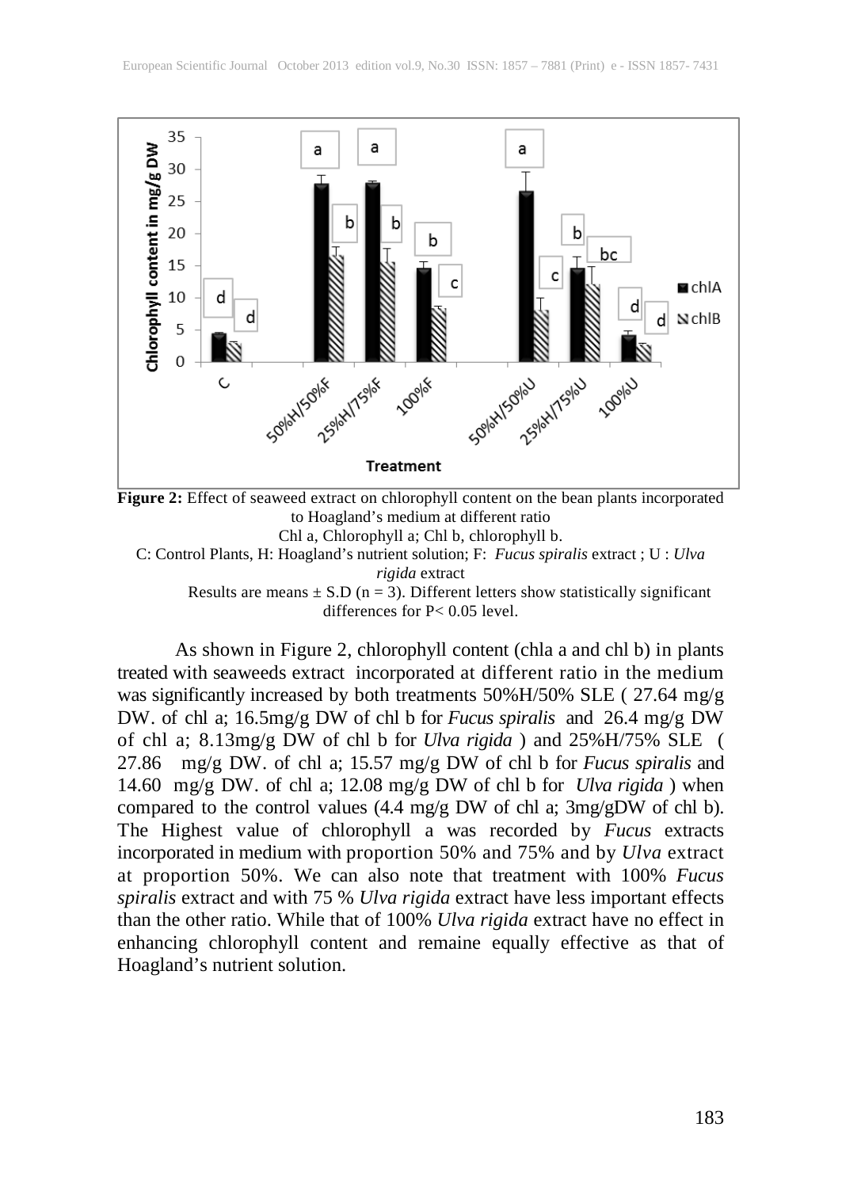**Figure 2:** Effect of seaweed extract on chlorophyll content on the bean plants incorporated to Hoagland's medium at different ratio

Chl a, Chlorophyll a; Chl b, chlorophyll b.

C: Control Plants, H: Hoagland's nutrient solution; F: *Fucus spiralis* extract ; U : *Ulva rigida* extract

Results are means ± S.D (n = 3). Different letters show statistically significant differences for P< 0.05 level.

As shown in Figure 2, chlorophyll content (chla a and chl b) in plants treated with seaweeds extract incorporated at different ratio in the medium was significantly increased by both treatments 50%H/50% SLE ( 27.64 mg/g DW. of chl a; 16.5mg/g DW of chl b for *Fucus spiralis* and 26.4 mg/g DW of chl a; 8.13mg/g DW of chl b for *Ulva rigida* ) and 25%H/75% SLE ( 27.86 mg/g DW. of chl a; 15.57 mg/g DW of chl b for *Fucus spiralis* and 14.60 mg/g DW. of chl a; 12.08 mg/g DW of chl b for *Ulva rigida* ) when compared to the control values (4.4 mg/g DW of chl a; 3mg/gDW of chl b). The Highest value of chlorophyll a was recorded by *Fucus* extracts incorporated in medium with proportion 50% and 75% and by *Ulva* extract at proportion 50%. We can also note that treatment with 100% *Fucus spiralis* extract and with 75 % *Ulva rigida* extract have less important effects than the other ratio. While that of 100% *Ulva rigida* extract have no effect in enhancing chlorophyll content and remaine equally effective as that of Hoagland's nutrient solution.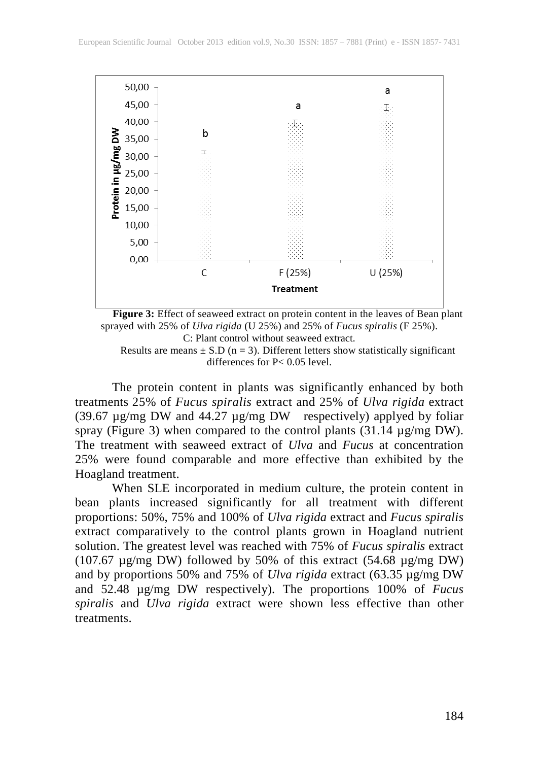**Figure 3:** Effect of seaweed extract on protein content in the leaves of Bean plant sprayed with 25% of *Ulva rigida* (U 25%) and 25% of *Fucus spiralis* (F 25%).
C: Plant control without seaweed extract.
Results are means ± S.D (n = 3). Different letters show statistically significant differences for P< 0.05 level.

The protein content in plants was significantly enhanced by both treatments 25% of *Fucus spiralis* extract and 25% of *Ulva rigida* extract (39.67 µg/mg DW and 44.27 µg/mg DW respectively) applyed by foliar spray (Figure 3) when compared to the control plants (31.14 µg/mg DW). The treatment with seaweed extract of *Ulva* and *Fucus* at concentration 25% were found comparable and more effective than exhibited by the Hoagland treatment.

When SLE incorporated in medium culture, the protein content in bean plants increased significantly for all treatment with different proportions: 50%, 75% and 100% of *Ulva rigida* extract and *Fucus spiralis* extract comparatively to the control plants grown in Hoagland nutrient solution. The greatest level was reached with 75% of *Fucus spiralis* extract (107.67 µg/mg DW) followed by 50% of this extract (54.68 µg/mg DW) and by proportions 50% and 75% of *Ulva rigida* extract (63.35 µg/mg DW and 52.48 µg/mg DW respectively). The proportions 100% of *Fucus spiralis* and *Ulva rigida* extract were shown less effective than other treatments.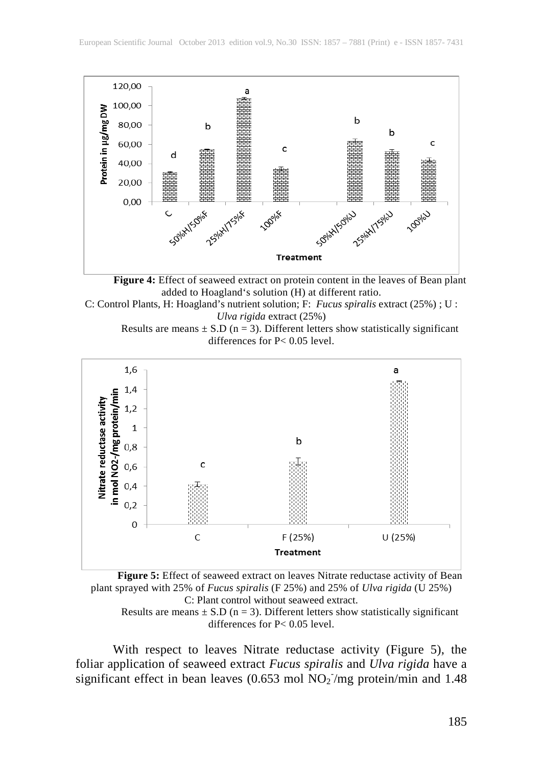**Figure 4:** Effect of seaweed extract on protein content in the leaves of Bean plant added to Hoagland's solution (H) at different ratio.

C: Control Plants, H: Hoagland's nutrient solution; F: *Fucus spiralis* extract (25%) ; U : *Ulva rigida* extract (25%)

Results are means ± S.D (n = 3). Different letters show statistically significant differences for P< 0.05 level.

**Figure 5:** Effect of seaweed extract on leaves Nitrate reductase activity of Bean plant sprayed with 25% of *Fucus spiralis* (F 25%) and 25% of *Ulva rigida* (U 25%)

C: Plant control without seaweed extract.

Results are means ± S.D (n = 3). Different letters show statistically significant differences for P< 0.05 level.

With respect to leaves Nitrate reductase activity (Figure 5), the foliar application of seaweed extract *Fucus spiralis* and *Ulva rigida* have a significant effect in bean leaves (0.653 mol $NO_2^-$/mg protein/min and 1.48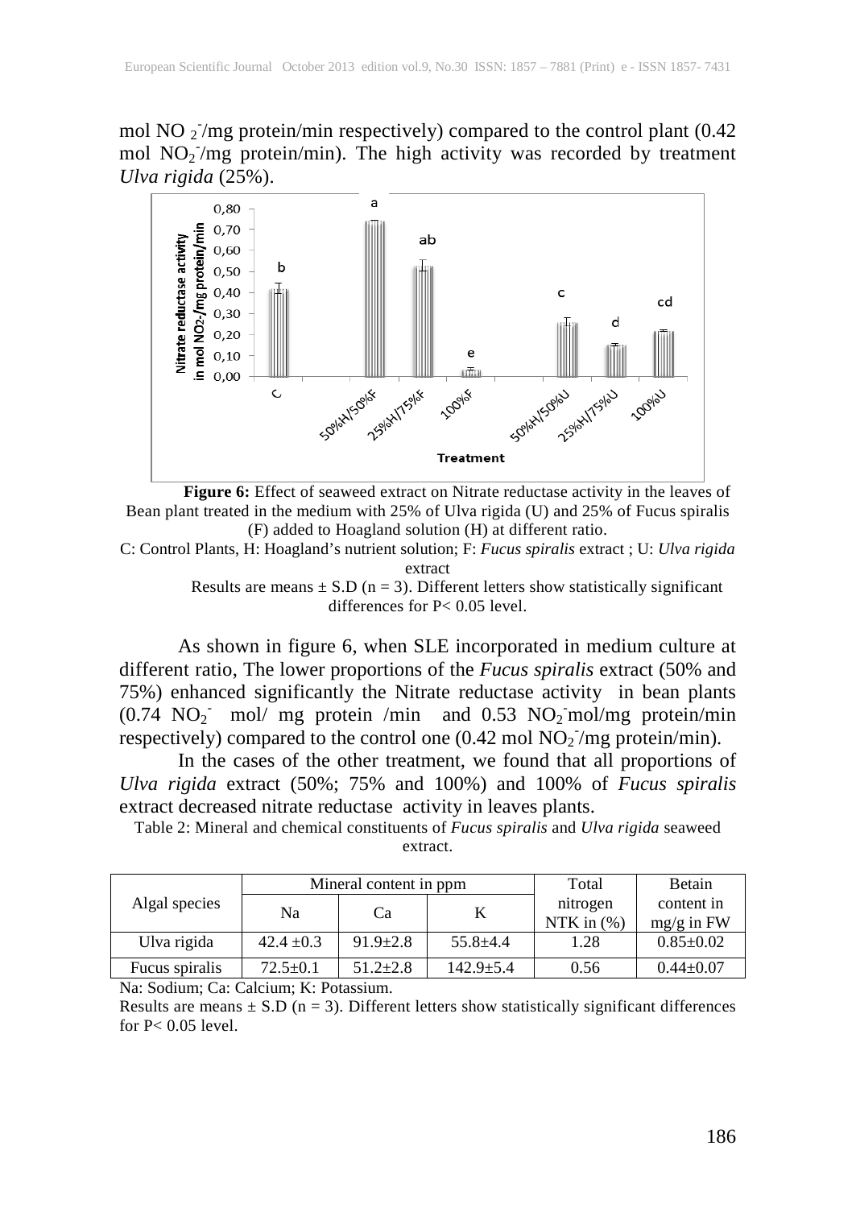mol $NO_2^-$/mg protein/min respectively) compared to the control plant (0.42 mol $NO_2^-$/mg protein/min). The high activity was recorded by treatment *Ulva rigida* (25%).

**Figure 6:** Effect of seaweed extract on Nitrate reductase activity in the leaves of Bean plant treated in the medium with 25% of Ulva rigida (U) and 25% of Fucus spiralis (F) added to Hoagland solution (H) at different ratio.

C: Control Plants, H: Hoagland's nutrient solution; F: *Fucus spiralis* extract ; U: *Ulva rigida* extract

Results are means ± S.D (n = 3). Different letters show statistically significant differences for P< 0.05 level.

As shown in figure 6, when SLE incorporated in medium culture at different ratio, The lower proportions of the *Fucus spiralis* extract (50% and 75%) enhanced significantly the Nitrate reductase activity in bean plants (0.74 $NO_2^-$ mol/ mg protein /min and 0.53 $NO_2^-$mol/mg protein/min respectively) compared to the control one (0.42 mol $NO_2^-$/mg protein/min).

In the cases of the other treatment, we found that all proportions of *Ulva rigida* extract (50%; 75% and 100%) and 100% of *Fucus spiralis* extract decreased nitrate reductase activity in leaves plants.

Table 2: Mineral and chemical constituents of *Fucus spiralis* and *Ulva rigida* seaweed extract.

| Algal species | Mineral content in ppm | | | Total nitrogen NTK in (%) | Betain content in mg/g in FW |
|---|---|---|---|---|---|
| | Na | Ca | K | | |
| Ulva rigida | 42.4 ±0.3 | 91.9±2.8 | 55.8±4.4 | 1.28 | 0.85±0.02 |
| Fucus spiralis | 72.5±0.1 | 51.2±2.8 | 142.9±5.4 | 0.56 | 0.44±0.07 |

Na: Sodium; Ca: Calcium; K: Potassium.

Results are means ± S.D (n = 3). Different letters show statistically significant differences for P< 0.05 level.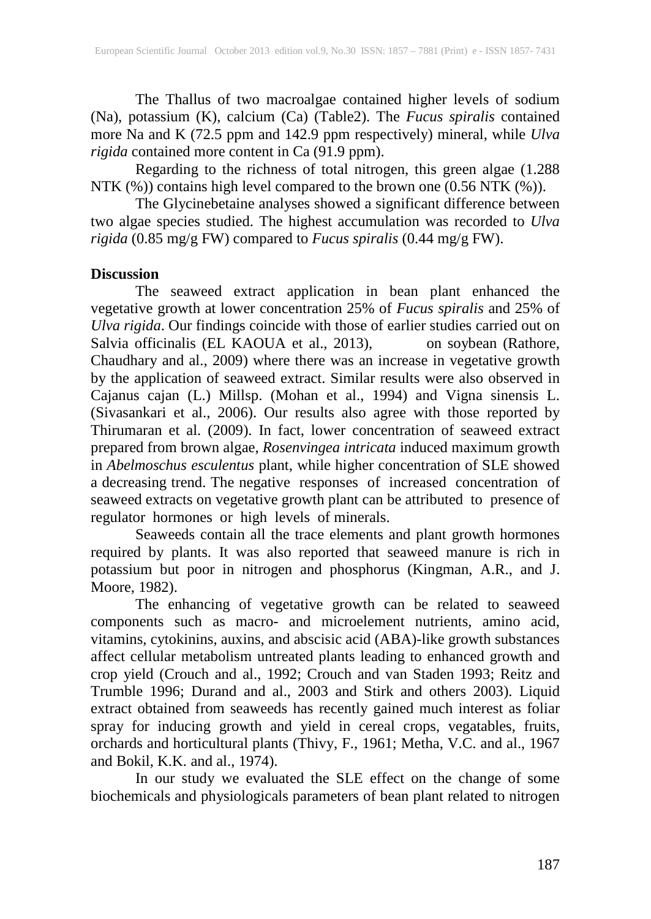The Thallus of two macroalgae contained higher levels of sodium (Na), potassium (K), calcium (Ca) (Table2). The *Fucus spiralis* contained more Na and K (72.5 ppm and 142.9 ppm respectively) mineral, while *Ulva rigida* contained more content in Ca (91.9 ppm).

Regarding to the richness of total nitrogen, this green algae (1.288 NTK (%)) contains high level compared to the brown one (0.56 NTK (%)).

The Glycinebetaine analyses showed a significant difference between two algae species studied. The highest accumulation was recorded to *Ulva rigida* (0.85 mg/g FW) compared to *Fucus spiralis* (0.44 mg/g FW).

**Discussion**

The seaweed extract application in bean plant enhanced the vegetative growth at lower concentration 25% of *Fucus spiralis* and 25% of *Ulva rigida*. Our findings coincide with those of earlier studies carried out on Salvia officinalis (EL KAOUA et al., 2013), on soybean (Rathore, Chaudhary and al., 2009) where there was an increase in vegetative growth by the application of seaweed extract. Similar results were also observed in Cajanus cajan (L.) Millsp. (Mohan et al., 1994) and Vigna sinensis L. (Sivasankari et al., 2006). Our results also agree with those reported by Thirumaran et al. (2009). In fact, lower concentration of seaweed extract prepared from brown algae, *Rosenvingea intricata* induced maximum growth in *Abelmoschus esculentus* plant, while higher concentration of SLE showed a decreasing trend. The negative responses of increased concentration of seaweed extracts on vegetative growth plant can be attributed to presence of regulator hormones or high levels of minerals.

Seaweeds contain all the trace elements and plant growth hormones required by plants. It was also reported that seaweed manure is rich in potassium but poor in nitrogen and phosphorus (Kingman, A.R., and J. Moore, 1982).

The enhancing of vegetative growth can be related to seaweed components such as macro- and microelement nutrients, amino acid, vitamins, cytokinins, auxins, and abscisic acid (ABA)-like growth substances affect cellular metabolism untreated plants leading to enhanced growth and crop yield (Crouch and al., 1992; Crouch and van Staden 1993; Reitz and Trumble 1996; Durand and al., 2003 and Stirk and others 2003). Liquid extract obtained from seaweeds has recently gained much interest as foliar spray for inducing growth and yield in cereal crops, vegatables, fruits, orchards and horticultural plants (Thivy, F., 1961; Metha, V.C. and al., 1967 and Bokil, K.K. and al., 1974).

In our study we evaluated the SLE effect on the change of some biochemicals and physiologicals parameters of bean plant related to nitrogen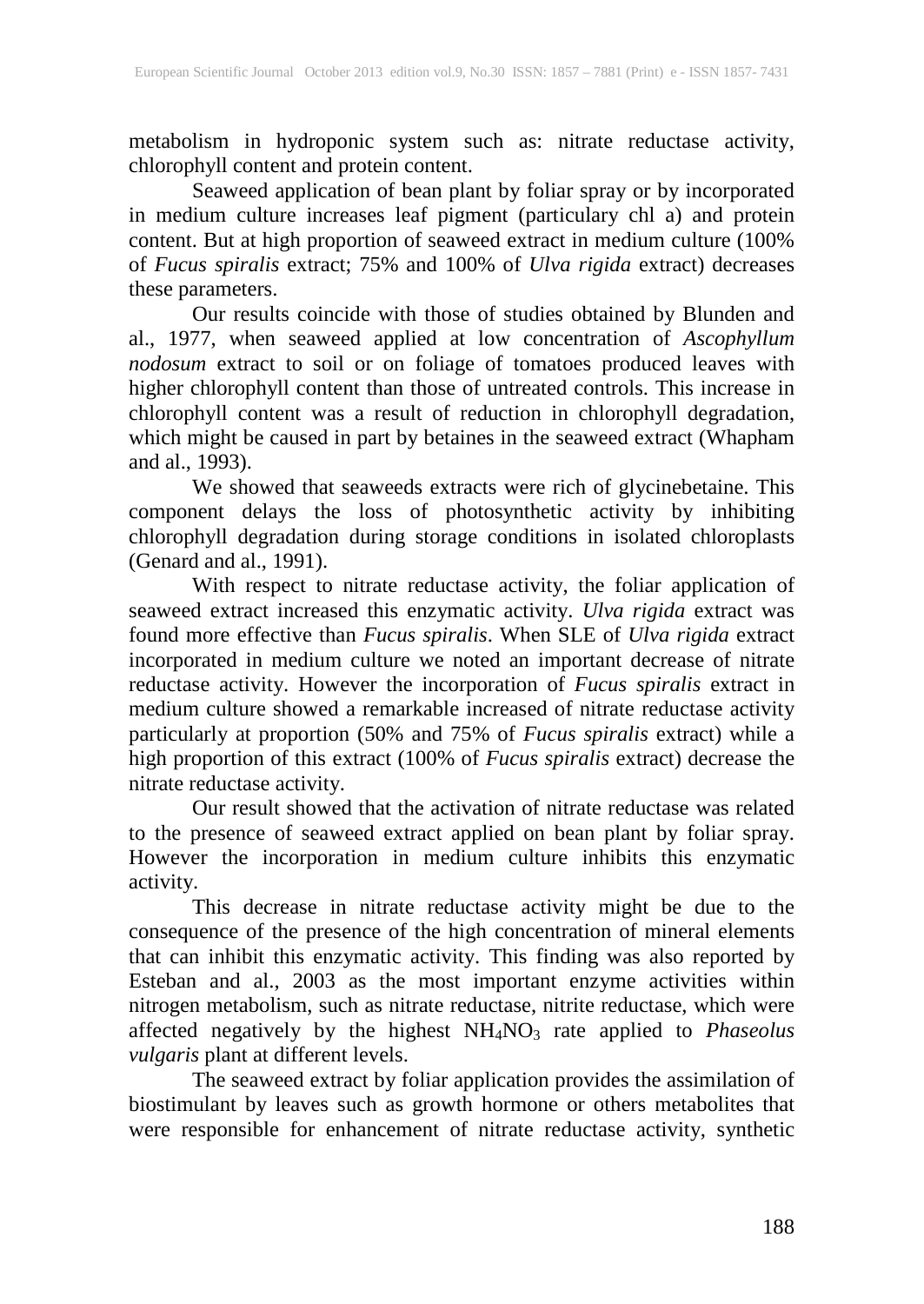metabolism in hydroponic system such as: nitrate reductase activity, chlorophyll content and protein content.

Seaweed application of bean plant by foliar spray or by incorporated in medium culture increases leaf pigment (particulary chl a) and protein content. But at high proportion of seaweed extract in medium culture (100% of *Fucus spiralis* extract; 75% and 100% of *Ulva rigida* extract) decreases these parameters.

Our results coincide with those of studies obtained by Blunden and al., 1977, when seaweed applied at low concentration of *Ascophyllum nodosum* extract to soil or on foliage of tomatoes produced leaves with higher chlorophyll content than those of untreated controls. This increase in chlorophyll content was a result of reduction in chlorophyll degradation, which might be caused in part by betaines in the seaweed extract (Whapham and al., 1993).

We showed that seaweeds extracts were rich of glycinebetaine. This component delays the loss of photosynthetic activity by inhibiting chlorophyll degradation during storage conditions in isolated chloroplasts (Genard and al., 1991).

With respect to nitrate reductase activity, the foliar application of seaweed extract increased this enzymatic activity. *Ulva rigida* extract was found more effective than *Fucus spiralis*. When SLE of *Ulva rigida* extract incorporated in medium culture we noted an important decrease of nitrate reductase activity. However the incorporation of *Fucus spiralis* extract in medium culture showed a remarkable increased of nitrate reductase activity particularly at proportion (50% and 75% of *Fucus spiralis* extract) while a high proportion of this extract (100% of *Fucus spiralis* extract) decrease the nitrate reductase activity.

Our result showed that the activation of nitrate reductase was related to the presence of seaweed extract applied on bean plant by foliar spray. However the incorporation in medium culture inhibits this enzymatic activity.

This decrease in nitrate reductase activity might be due to the consequence of the presence of the high concentration of mineral elements that can inhibit this enzymatic activity. This finding was also reported by Esteban and al., 2003 as the most important enzyme activities within nitrogen metabolism, such as nitrate reductase, nitrite reductase, which were affected negatively by the highest $NH_4NO_3$ rate applied to *Phaseolus vulgaris* plant at different levels.

The seaweed extract by foliar application provides the assimilation of biostimulant by leaves such as growth hormone or others metabolites that were responsible for enhancement of nitrate reductase activity, synthetic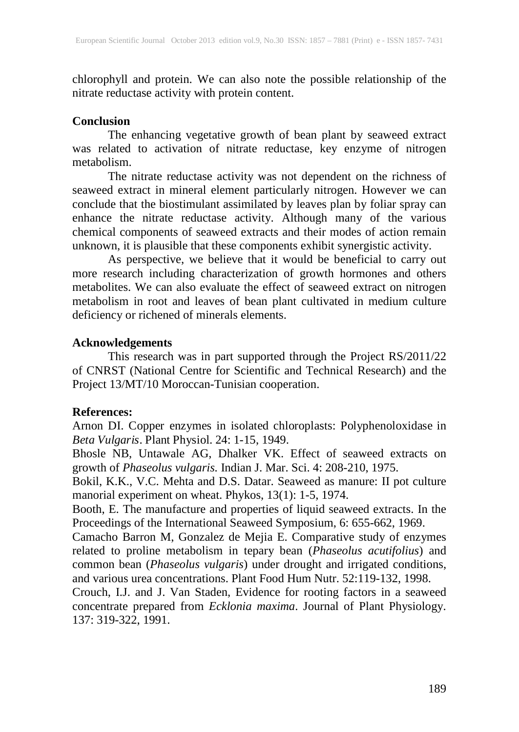chlorophyll and protein. We can also note the possible relationship of the nitrate reductase activity with protein content.

## Conclusion

The enhancing vegetative growth of bean plant by seaweed extract was related to activation of nitrate reductase, key enzyme of nitrogen metabolism.

The nitrate reductase activity was not dependent on the richness of seaweed extract in mineral element particularly nitrogen. However we can conclude that the biostimulant assimilated by leaves plan by foliar spray can enhance the nitrate reductase activity. Although many of the various chemical components of seaweed extracts and their modes of action remain unknown, it is plausible that these components exhibit synergistic activity.

As perspective, we believe that it would be beneficial to carry out more research including characterization of growth hormones and others metabolites. We can also evaluate the effect of seaweed extract on nitrogen metabolism in root and leaves of bean plant cultivated in medium culture deficiency or richened of minerals elements.

## Acknowledgements

This research was in part supported through the Project RS/2011/22 of CNRST (National Centre for Scientific and Technical Research) and the Project 13/MT/10 Moroccan-Tunisian cooperation.

## References:

Arnon DI. Copper enzymes in isolated chloroplasts: Polyphenoloxidase in *Beta Vulgaris*. Plant Physiol. 24: 1-15, 1949.

Bhosle NB, Untawale AG, Dhalker VK. Effect of seaweed extracts on growth of *Phaseolus vulgaris.* Indian J. Mar. Sci. 4: 208-210, 1975.

Bokil, K.K., V.C. Mehta and D.S. Datar. Seaweed as manure: II pot culture manorial experiment on wheat. Phykos, 13(1): 1-5, 1974.

Booth, E. The manufacture and properties of liquid seaweed extracts. In the Proceedings of the International Seaweed Symposium, 6: 655-662, 1969.

Camacho Barron M, Gonzalez de Mejia E. Comparative study of enzymes related to proline metabolism in tepary bean (*Phaseolus acutifolius*) and common bean (*Phaseolus vulgaris*) under drought and irrigated conditions, and various urea concentrations. Plant Food Hum Nutr. 52:119-132, 1998.

Crouch, I.J. and J. Van Staden, Evidence for rooting factors in a seaweed concentrate prepared from *Ecklonia maxima*. Journal of Plant Physiology. 137: 319-322, 1991.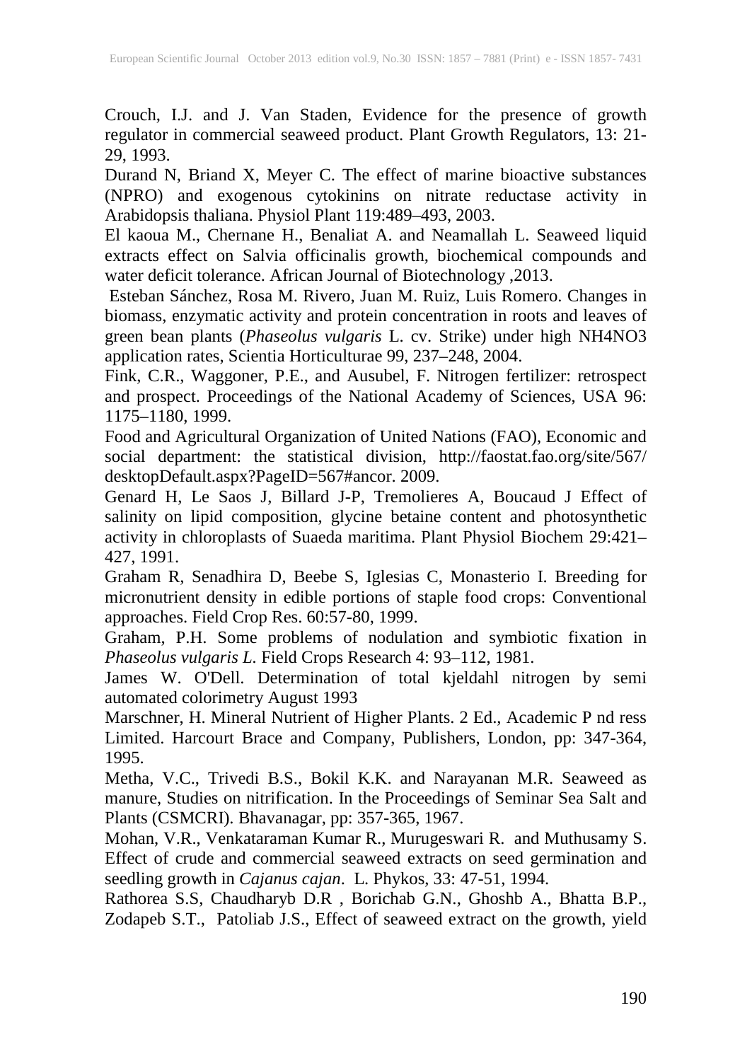Crouch, I.J. and J. Van Staden, Evidence for the presence of growth regulator in commercial seaweed product. Plant Growth Regulators, 13: 21-29, 1993.

Durand N, Briand X, Meyer C. The effect of marine bioactive substances (NPRO) and exogenous cytokinins on nitrate reductase activity in Arabidopsis thaliana. Physiol Plant 119:489–493, 2003.

El kaoua M., Chernane H., Benaliat A. and Neamallah L. Seaweed liquid extracts effect on Salvia officinalis growth, biochemical compounds and water deficit tolerance. African Journal of Biotechnology ,2013.

Esteban Sánchez, Rosa M. Rivero, Juan M. Ruiz, Luis Romero. Changes in biomass, enzymatic activity and protein concentration in roots and leaves of green bean plants (*Phaseolus vulgaris* L. cv. Strike) under high NH4NO3 application rates, Scientia Horticulturae 99, 237–248, 2004.

Fink, C.R., Waggoner, P.E., and Ausubel, F. Nitrogen fertilizer: retrospect and prospect. Proceedings of the National Academy of Sciences, USA 96: 1175–1180, 1999.

Food and Agricultural Organization of United Nations (FAO), Economic and social department: the statistical division, http://faostat.fao.org/site/567/desktopDefault.aspx?PageID=567#ancor. 2009.

Genard H, Le Saos J, Billard J-P, Tremolieres A, Boucaud J Effect of salinity on lipid composition, glycine betaine content and photosynthetic activity in chloroplasts of Suaeda maritima. Plant Physiol Biochem 29:421–427, 1991.

Graham R, Senadhira D, Beebe S, Iglesias C, Monasterio I. Breeding for micronutrient density in edible portions of staple food crops: Conventional approaches. Field Crop Res. 60:57-80, 1999.

Graham, P.H. Some problems of nodulation and symbiotic fixation in *Phaseolus vulgaris L*. Field Crops Research 4: 93–112, 1981.

James W. O'Dell. Determination of total kjeldahl nitrogen by semi automated colorimetry August 1993

Marschner, H. Mineral Nutrient of Higher Plants. 2 Ed., Academic P nd ress Limited. Harcourt Brace and Company, Publishers, London, pp: 347-364, 1995.

Metha, V.C., Trivedi B.S., Bokil K.K. and Narayanan M.R. Seaweed as manure, Studies on nitrification. In the Proceedings of Seminar Sea Salt and Plants (CSMCRI). Bhavanagar, pp: 357-365, 1967.

Mohan, V.R., Venkataraman Kumar R., Murugeswari R. and Muthusamy S. Effect of crude and commercial seaweed extracts on seed germination and seedling growth in *Cajanus cajan*. L. Phykos, 33: 47-51, 1994.

Rathorea S.S, Chaudharyb D.R , Borichab G.N., Ghoshb A., Bhatta B.P., Zodapeb S.T., Patoliab J.S., Effect of seaweed extract on the growth, yield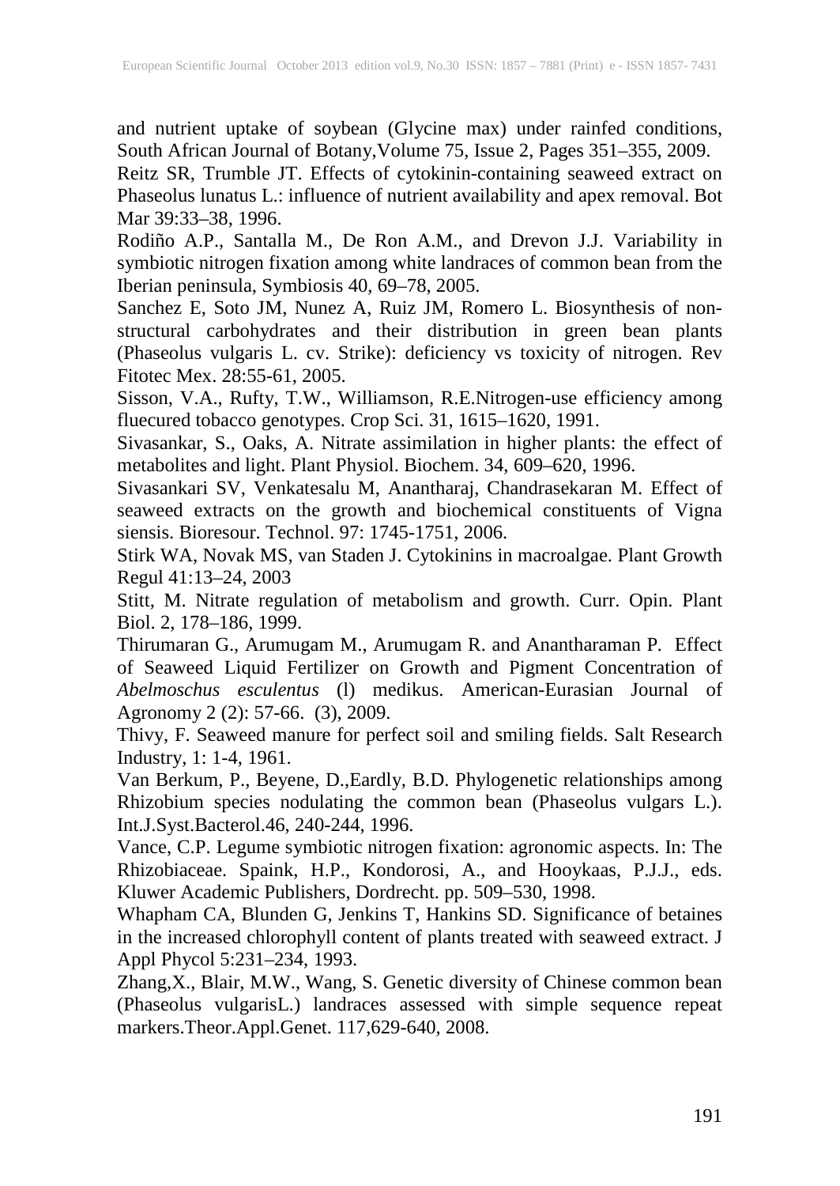and nutrient uptake of soybean (Glycine max) under rainfed conditions, South African Journal of Botany,Volume 75, Issue 2, Pages 351–355, 2009.

Reitz SR, Trumble JT. Effects of cytokinin-containing seaweed extract on Phaseolus lunatus L.: influence of nutrient availability and apex removal. Bot Mar 39:33–38, 1996.

Rodiño A.P., Santalla M., De Ron A.M., and Drevon J.J. Variability in symbiotic nitrogen fixation among white landraces of common bean from the Iberian peninsula, Symbiosis 40, 69–78, 2005.

Sanchez E, Soto JM, Nunez A, Ruiz JM, Romero L. Biosynthesis of non-structural carbohydrates and their distribution in green bean plants (Phaseolus vulgaris L. cv. Strike): deficiency vs toxicity of nitrogen. Rev Fitotec Mex. 28:55-61, 2005.

Sisson, V.A., Rufty, T.W., Williamson, R.E.Nitrogen-use efficiency among fluecured tobacco genotypes. Crop Sci. 31, 1615–1620, 1991.

Sivasankar, S., Oaks, A. Nitrate assimilation in higher plants: the effect of metabolites and light. Plant Physiol. Biochem. 34, 609–620, 1996.

Sivasankari SV, Venkatesalu M, Anantharaj, Chandrasekaran M. Effect of seaweed extracts on the growth and biochemical constituents of Vigna siensis. Bioresour. Technol. 97: 1745-1751, 2006.

Stirk WA, Novak MS, van Staden J. Cytokinins in macroalgae. Plant Growth Regul 41:13–24, 2003

Stitt, M. Nitrate regulation of metabolism and growth. Curr. Opin. Plant Biol. 2, 178–186, 1999.

Thirumaran G., Arumugam M., Arumugam R. and Anantharaman P. Effect of Seaweed Liquid Fertilizer on Growth and Pigment Concentration of *Abelmoschus esculentus* (l) medikus. American-Eurasian Journal of Agronomy 2 (2): 57-66. (3), 2009.

Thivy, F. Seaweed manure for perfect soil and smiling fields. Salt Research Industry, 1: 1-4, 1961.

Van Berkum, P., Beyene, D.,Eardly, B.D. Phylogenetic relationships among Rhizobium species nodulating the common bean (Phaseolus vulgars L.). Int.J.Syst.Bacterol.46, 240-244, 1996.

Vance, C.P. Legume symbiotic nitrogen fixation: agronomic aspects. In: The Rhizobiaceae. Spaink, H.P., Kondorosi, A., and Hooykaas, P.J.J., eds. Kluwer Academic Publishers, Dordrecht. pp. 509–530, 1998.

Whapham CA, Blunden G, Jenkins T, Hankins SD. Significance of betaines in the increased chlorophyll content of plants treated with seaweed extract. J Appl Phycol 5:231–234, 1993.

Zhang,X., Blair, M.W., Wang, S. Genetic diversity of Chinese common bean (Phaseolus vulgarisL.) landraces assessed with simple sequence repeat markers.Theor.Appl.Genet. 117,629-640, 2008.